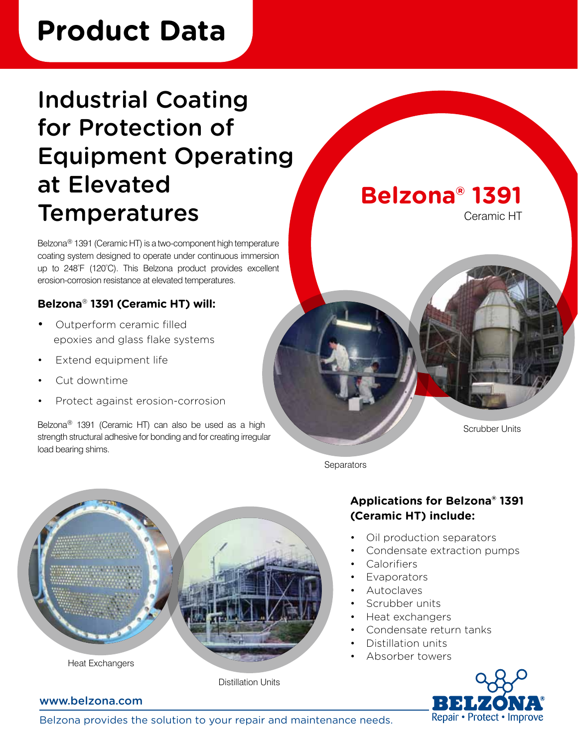# Product Data

## Industrial Coating for Protection of Equipment Operating at Elevated Temperatures

# Belzona® 1391

Ceramic HT

Belzona® 1391 (Ceramic HT) is a two-component high temperature coating system designed to operate under continuous immersion up to 248°F (120°C). This Belzona product provides excellent erosion-corrosion resistance at elevated temperatures.

### Belzona® 1391 (Ceramic HT) will:

- Outperform ceramic filled epoxies and glass flake systems
- Extend equipment life
- Cut downtime
- Protect against erosion-corrosion

Belzona® 1391 (Ceramic HT) can also be used as a high strength structural adhesive for bonding and for creating irregular load bearing shims.

Scrubber Units

Separators

Heat Exchangers

Distillation Units

### Applications for Belzona® 1391 (Ceramic HT) include:

- Oil production separators
- Condensate extraction pumps
- Calorifiers
- Evaporators
- Autoclaves
- Scrubber units
- Heat exchangers
- Condensate return tanks
- Distillation units
- Absorber towers

www.belzona.com

Belzona provides the solution to your repair and maintenance needs.

BELZONA® Repair • Protect • Improve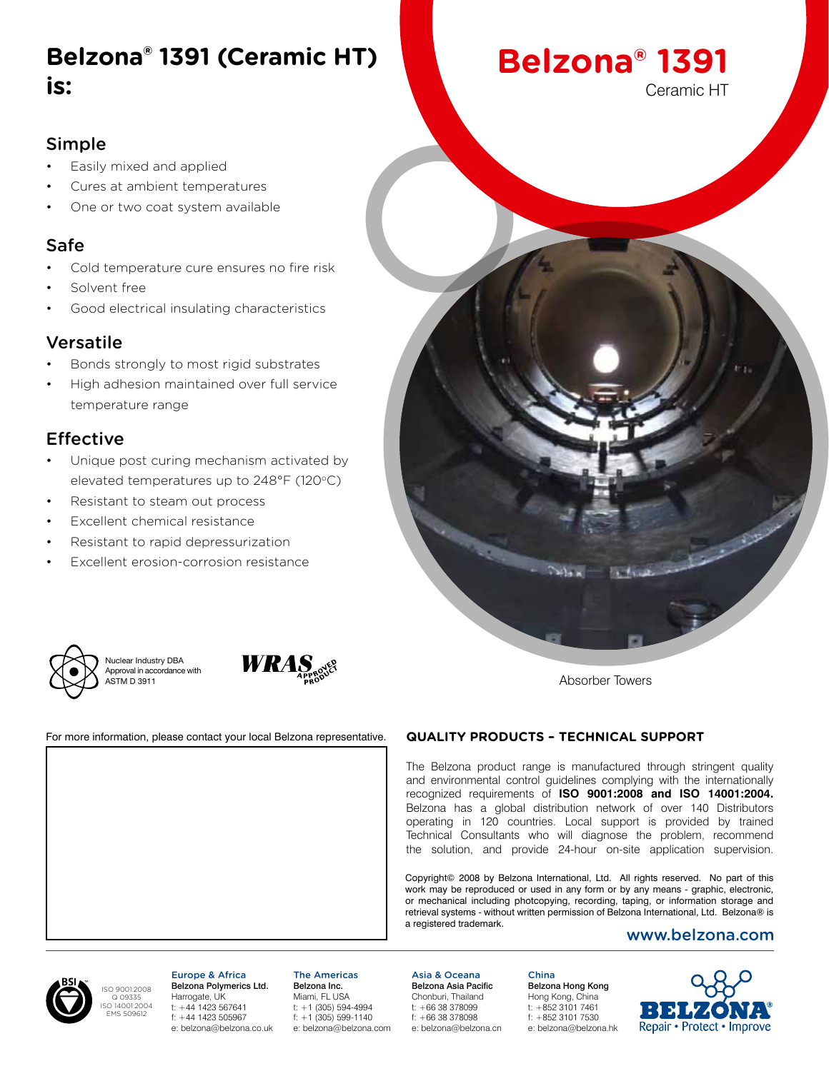# Belzona® 1391 (Ceramic HT) is:

## Belzona® 1391

Ceramic HT

### Simple

- Easily mixed and applied
- Cures at ambient temperatures
- One or two coat system available

### Safe

- Cold temperature cure ensures no fire risk
- Solvent free
- Good electrical insulating characteristics

### Versatile

- Bonds strongly to most rigid substrates
- High adhesion maintained over full service temperature range

### Effective

- Unique post curing mechanism activated by elevated temperatures up to 248°F (120°C)
- Resistant to steam out process
- Excellent chemical resistance
- Resistant to rapid depressurization
- Excellent erosion-corrosion resistance

Nuclear Industry DBA Approval in accordance with ASTM D 3911

WRAS APPROVED PRODUCT

Absorber Towers

For more information, please contact your local Belzona representative.

## QUALITY PRODUCTS – TECHNICAL SUPPORT

The Belzona product range is manufactured through stringent quality and environmental control guidelines complying with the internationally recognized requirements of **ISO 9001:2008 and ISO 14001:2004.** Belzona has a global distribution network of over 140 Distributors operating in 120 countries. Local support is provided by trained Technical Consultants who will diagnose the problem, recommend the solution, and provide 24-hour on-site application supervision.

Copyright© 2008 by Belzona International, Ltd. All rights reserved. No part of this work may be reproduced or used in any form or by any means - graphic, electronic, or mechanical including photcopying, recording, taping, or information storage and retrieval systems - without written permission of Belzona International, Ltd. Belzona® is a registered trademark.

www.belzona.com

BSI
ISO 9001:2008
Q 09335
ISO 14001:2004
EMS 509612

**Europe & Africa**
**Belzona Polymerics Ltd.**
Harrogate, UK
t: +44 1423 567641
f: +44 1423 505967
e: belzona@belzona.co.uk

**The Americas**
**Belzona Inc.**
Miami, FL USA
t: +1 (305) 594-4994
f: +1 (305) 599-1140
e: belzona@belzona.com

**Asia & Oceana**
**Belzona Asia Pacific**
Chonburi, Thailand
t: +66 38 378099
f: +66 38 378098
e: belzona@belzona.cn

**China**
**Belzona Hong Kong**
Hong Kong, China
t: +852 3101 7461
f: +852 3101 7530
e: belzona@belzona.hk

BELZONA®
Repair • Protect • Improve